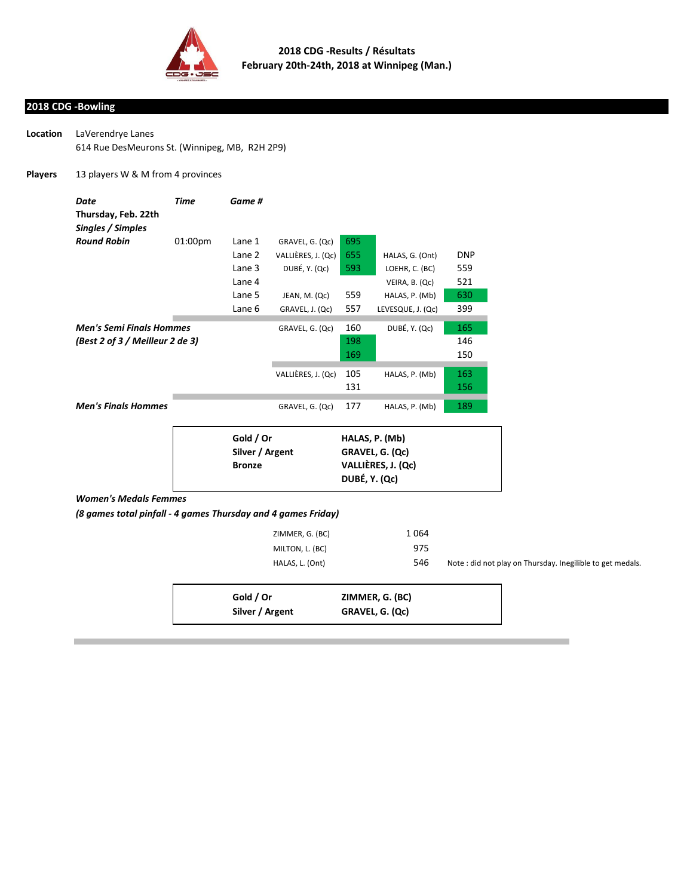# 2018 CDG -Results / Résultats
**February 20th-24th, 2018 at Winnipeg (Man.)**

## 2018 CDG -Bowling

**Location** LaVerendrye Lanes
614 Rue DesMeurons St. (Winnipeg, MB, R2H 2P9)

**Players** 13 players W & M from 4 provinces

| *Date* | *Time* | *Game #* | | | | |
|---|---|---|---|---|---|---|
| **Thursday, Feb. 22th** | | | | | | |
| ***Singles / Simples*** | | | | | | |
| ***Round Robin*** | 01:00pm | Lane 1 | GRAVEL, G. (Qc) | 695 | | |
| | | Lane 2 | VALLIÈRES, J. (Qc) | 655 | HALAS, G. (Ont) | DNP |
| | | Lane 3 | DUBÉ, Y. (Qc) | 593 | LOEHR, C. (BC) | 559 |
| | | Lane 4 | | | VEIRA, B. (Qc) | 521 |
| | | Lane 5 | JEAN, M. (Qc) | 559 | HALAS, P. (Mb) | 630 |
| | | Lane 6 | GRAVEL, J. (Qc) | 557 | LEVESQUE, J. (Qc) | 399 |
| ***Men's Semi Finals Hommes*** | | | GRAVEL, G. (Qc) | 160 | DUBÉ, Y. (Qc) | 165 |
| ***(Best 2 of 3 / Meilleur 2 de 3)*** | | | | 198 | | 146 |
| | | | | 169 | | 150 |
| | | | VALLIÈRES, J. (Qc) | 105 | HALAS, P. (Mb) | 163 |
| | | | | 131 | | 156 |
| ***Men's Finals Hommes*** | | | GRAVEL, G. (Qc) | 177 | HALAS, P. (Mb) | 189 |

| | |
|---|---|
| **Gold / Or** | **HALAS, P. (Mb)** |
| **Silver / Argent** | **GRAVEL, G. (Qc)** |
| **Bronze** | **VALLIÈRES, J. (Qc)** |
| | **DUBÉ, Y. (Qc)** |

***Women's Medals Femmes***

***(8 games total pinfall - 4 games Thursday and 4 games Friday)***

| | | |
|---|---|---|
| ZIMMER, G. (BC) | 1 064 | |
| MILTON, L. (BC) | 975 | |
| HALAS, L. (Ont) | 546 | Note : did not play on Thursday. Inegilible to get medals. |

| | |
|---|---|
| **Gold / Or** | **ZIMMER, G. (BC)** |
| **Silver / Argent** | **GRAVEL, G. (Qc)** |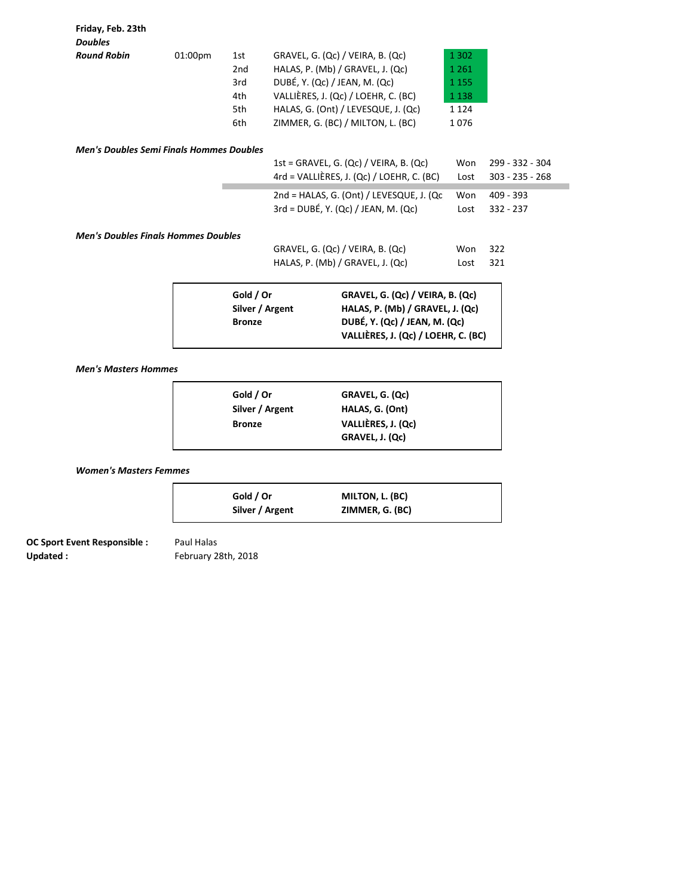**Friday, Feb. 23th**

***Doubles***

***Round Robin*** 01:00pm

| | | | |
|---|---|---|---|
| 1st | GRAVEL, G. (Qc) / VEIRA, B. (Qc) | 1 302 | |
| 2nd | HALAS, P. (Mb) / GRAVEL, J. (Qc) | 1 261 | |
| 3rd | DUBÉ, Y. (Qc) / JEAN, M. (Qc) | 1 155 | |
| 4th | VALLIÈRES, J. (Qc) / LOEHR, C. (BC) | 1 138 | |
| 5th | HALAS, G. (Ont) / LEVESQUE, J. (Qc) | 1 124 | |
| 6th | ZIMMER, G. (BC) / MILTON, L. (BC) | 1 076 | |

***Men's Doubles Semi Finals Hommes Doubles***

| | | |
|---|---|---|
| 1st = GRAVEL, G. (Qc) / VEIRA, B. (Qc) | Won | 299 - 332 - 304 |
| 4rd = VALLIÈRES, J. (Qc) / LOEHR, C. (BC) | Lost | 303 - 235 - 268 |
| 2nd = HALAS, G. (Ont) / LEVESQUE, J. (Qc | Won | 409 - 393 |
| 3rd = DUBÉ, Y. (Qc) / JEAN, M. (Qc) | Lost | 332 - 237 |

***Men's Doubles Finals Hommes Doubles***

| | | |
|---|---|---|
| GRAVEL, G. (Qc) / VEIRA, B. (Qc) | Won | 322 |
| HALAS, P. (Mb) / GRAVEL, J. (Qc) | Lost | 321 |

| | |
|---|---|
| **Gold / Or** | **GRAVEL, G. (Qc) / VEIRA, B. (Qc)** |
| **Silver / Argent** | **HALAS, P. (Mb) / GRAVEL, J. (Qc)** |
| **Bronze** | **DUBÉ, Y. (Qc) / JEAN, M. (Qc)** |
| | **VALLIÈRES, J. (Qc) / LOEHR, C. (BC)** |

***Men's Masters Hommes***

| | |
|---|---|
| **Gold / Or** | **GRAVEL, G. (Qc)** |
| **Silver / Argent** | **HALAS, G. (Ont)** |
| **Bronze** | **VALLIÈRES, J. (Qc)** |
| | **GRAVEL, J. (Qc)** |

***Women's Masters Femmes***

| | |
|---|---|
| **Gold / Or** | **MILTON, L. (BC)** |
| **Silver / Argent** | **ZIMMER, G. (BC)** |

**OC Sport Event Responsible :** Paul Halas

**Updated :** February 28th, 2018